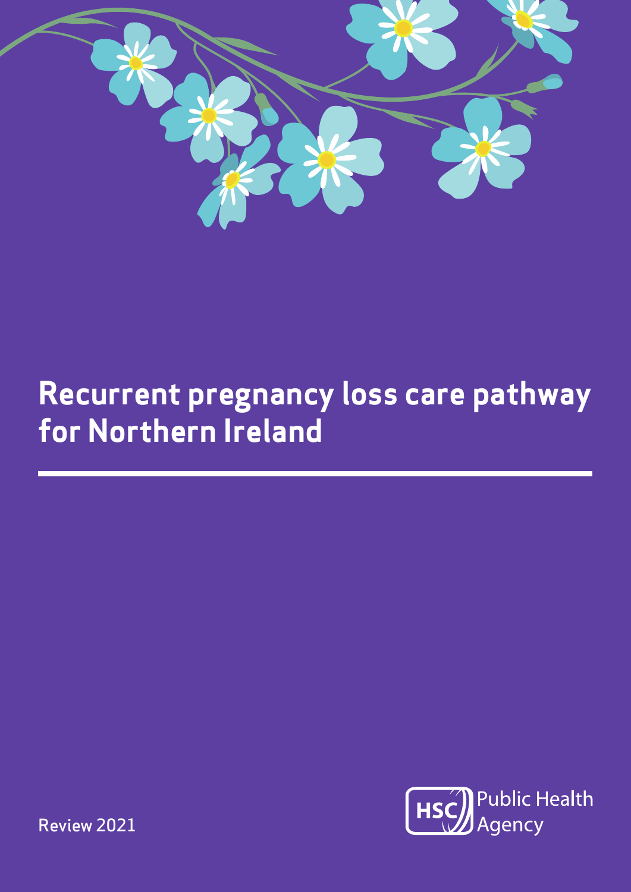# Recurrent pregnancy loss care pathway for Northern Ireland

Review 2021

HSC Public Health Agency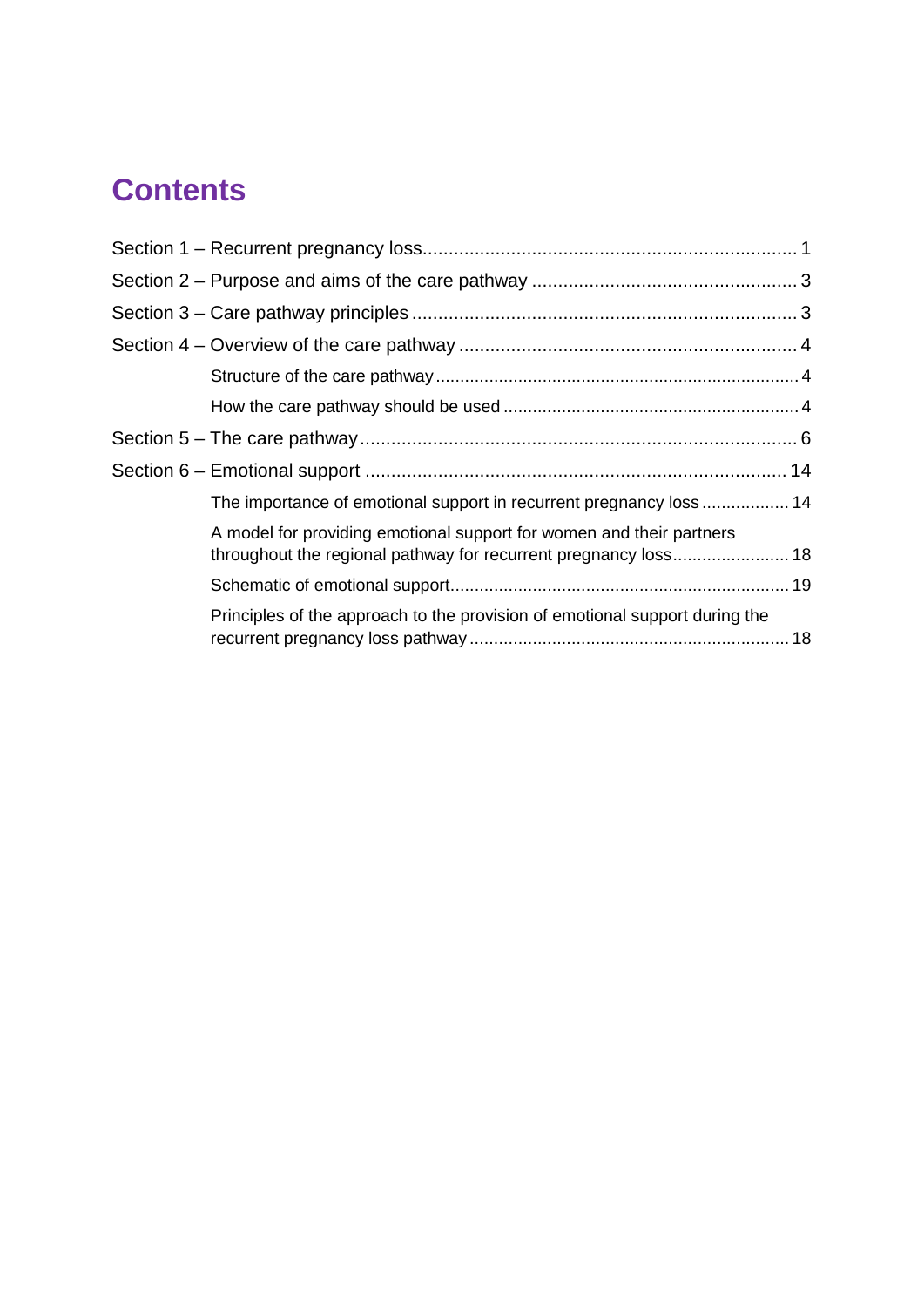# Contents

Section 1 – Recurrent pregnancy loss........................................................................ 1

Section 2 – Purpose and aims of the care pathway ................................................... 3

Section 3 – Care pathway principles .......................................................................... 3

Section 4 – Overview of the care pathway ................................................................. 4

- Structure of the care pathway .......................................................................... 4
- How the care pathway should be used ............................................................ 4

Section 5 – The care pathway.................................................................................... 6

Section 6 – Emotional support ................................................................................. 14

- The importance of emotional support in recurrent pregnancy loss .................. 14
- A model for providing emotional support for women and their partners throughout the regional pathway for recurrent pregnancy loss........................ 18
- Schematic of emotional support..................................................................... 19
- Principles of the approach to the provision of emotional support during the recurrent pregnancy loss pathway ................................................................. 18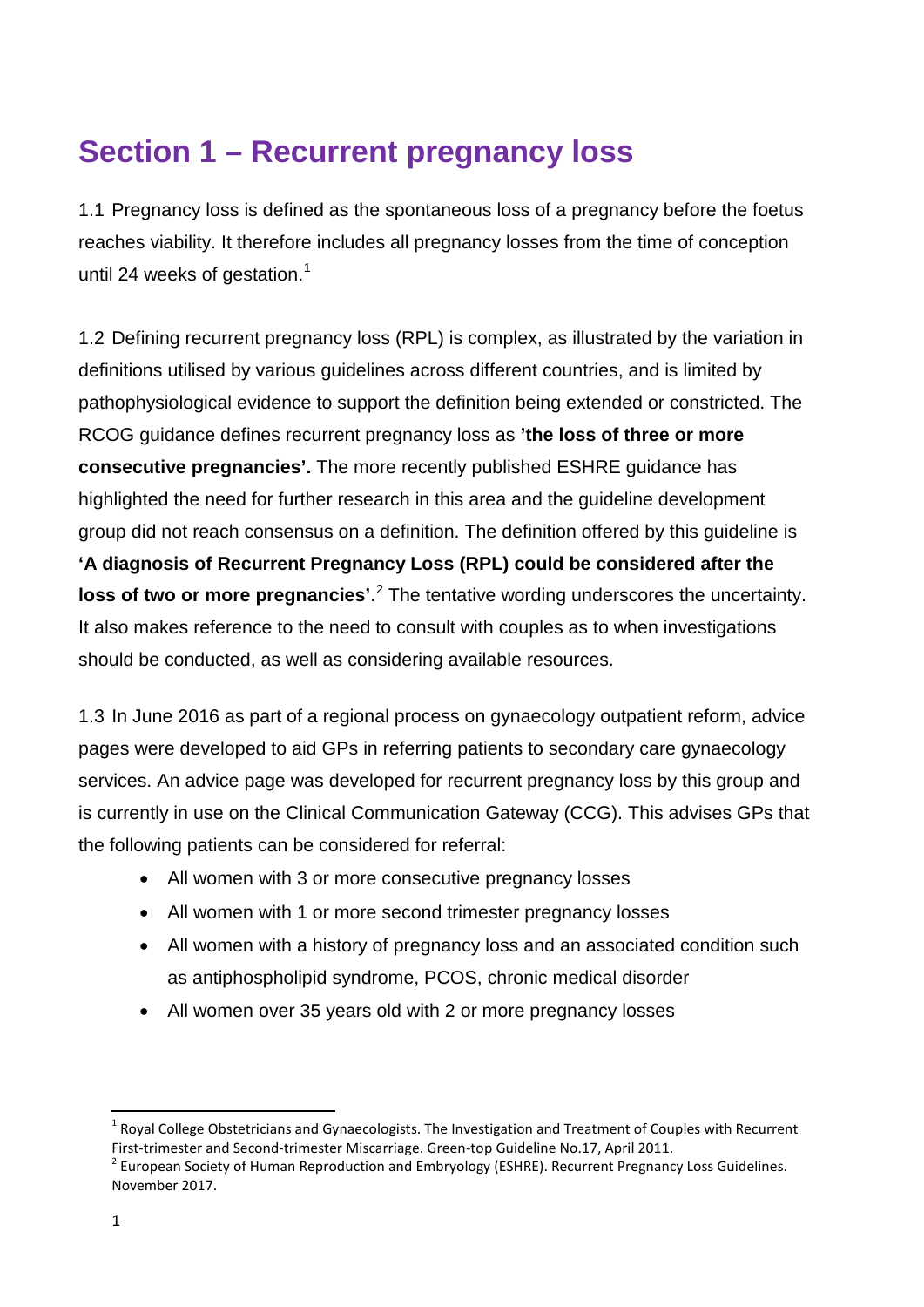# Section 1 – Recurrent pregnancy loss

1.1 Pregnancy loss is defined as the spontaneous loss of a pregnancy before the foetus reaches viability. It therefore includes all pregnancy losses from the time of conception until 24 weeks of gestation.[1]

1.2 Defining recurrent pregnancy loss (RPL) is complex, as illustrated by the variation in definitions utilised by various guidelines across different countries, and is limited by pathophysiological evidence to support the definition being extended or constricted. The RCOG guidance defines recurrent pregnancy loss as **'the loss of three or more consecutive pregnancies'.** The more recently published ESHRE guidance has highlighted the need for further research in this area and the guideline development group did not reach consensus on a definition. The definition offered by this guideline is **'A diagnosis of Recurrent Pregnancy Loss (RPL) could be considered after the loss of two or more pregnancies'**.[2] The tentative wording underscores the uncertainty. It also makes reference to the need to consult with couples as to when investigations should be conducted, as well as considering available resources.

1.3 In June 2016 as part of a regional process on gynaecology outpatient reform, advice pages were developed to aid GPs in referring patients to secondary care gynaecology services. An advice page was developed for recurrent pregnancy loss by this group and is currently in use on the Clinical Communication Gateway (CCG). This advises GPs that the following patients can be considered for referral:

- All women with 3 or more consecutive pregnancy losses
- All women with 1 or more second trimester pregnancy losses
- All women with a history of pregnancy loss and an associated condition such as antiphospholipid syndrome, PCOS, chronic medical disorder
- All women over 35 years old with 2 or more pregnancy losses

---

[1] Royal College Obstetricians and Gynaecologists. The Investigation and Treatment of Couples with Recurrent First-trimester and Second-trimester Miscarriage. Green-top Guideline No.17, April 2011.

[2] European Society of Human Reproduction and Embryology (ESHRE). Recurrent Pregnancy Loss Guidelines. November 2017.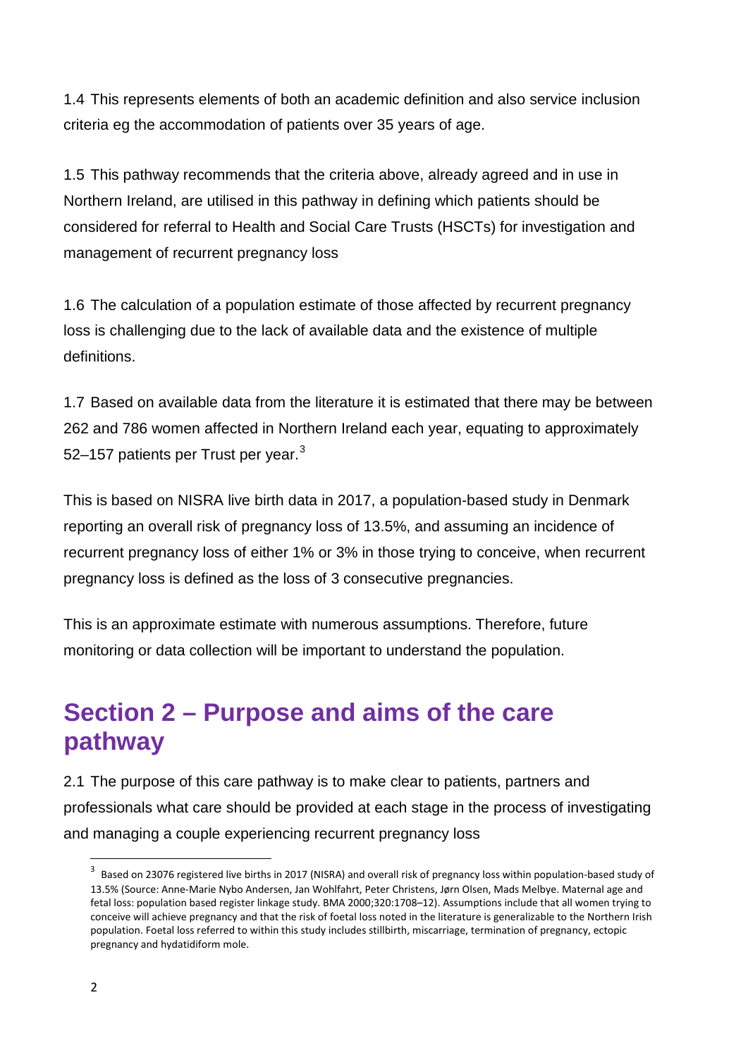1.4 This represents elements of both an academic definition and also service inclusion criteria eg the accommodation of patients over 35 years of age.

1.5 This pathway recommends that the criteria above, already agreed and in use in Northern Ireland, are utilised in this pathway in defining which patients should be considered for referral to Health and Social Care Trusts (HSCTs) for investigation and management of recurrent pregnancy loss

1.6 The calculation of a population estimate of those affected by recurrent pregnancy loss is challenging due to the lack of available data and the existence of multiple definitions.

1.7 Based on available data from the literature it is estimated that there may be between 262 and 786 women affected in Northern Ireland each year, equating to approximately 52–157 patients per Trust per year.[3]

This is based on NISRA live birth data in 2017, a population-based study in Denmark reporting an overall risk of pregnancy loss of 13.5%, and assuming an incidence of recurrent pregnancy loss of either 1% or 3% in those trying to conceive, when recurrent pregnancy loss is defined as the loss of 3 consecutive pregnancies.

This is an approximate estimate with numerous assumptions. Therefore, future monitoring or data collection will be important to understand the population.

## Section 2 – Purpose and aims of the care pathway

2.1 The purpose of this care pathway is to make clear to patients, partners and professionals what care should be provided at each stage in the process of investigating and managing a couple experiencing recurrent pregnancy loss

[3] Based on 23076 registered live births in 2017 (NISRA) and overall risk of pregnancy loss within population-based study of 13.5% (Source: Anne-Marie Nybo Andersen, Jan Wohlfahrt, Peter Christens, Jørn Olsen, Mads Melbye. Maternal age and fetal loss: population based register linkage study. BMA 2000;320:1708–12). Assumptions include that all women trying to conceive will achieve pregnancy and that the risk of foetal loss noted in the literature is generalizable to the Northern Irish population. Foetal loss referred to within this study includes stillbirth, miscarriage, termination of pregnancy, ectopic pregnancy and hydatidiform mole.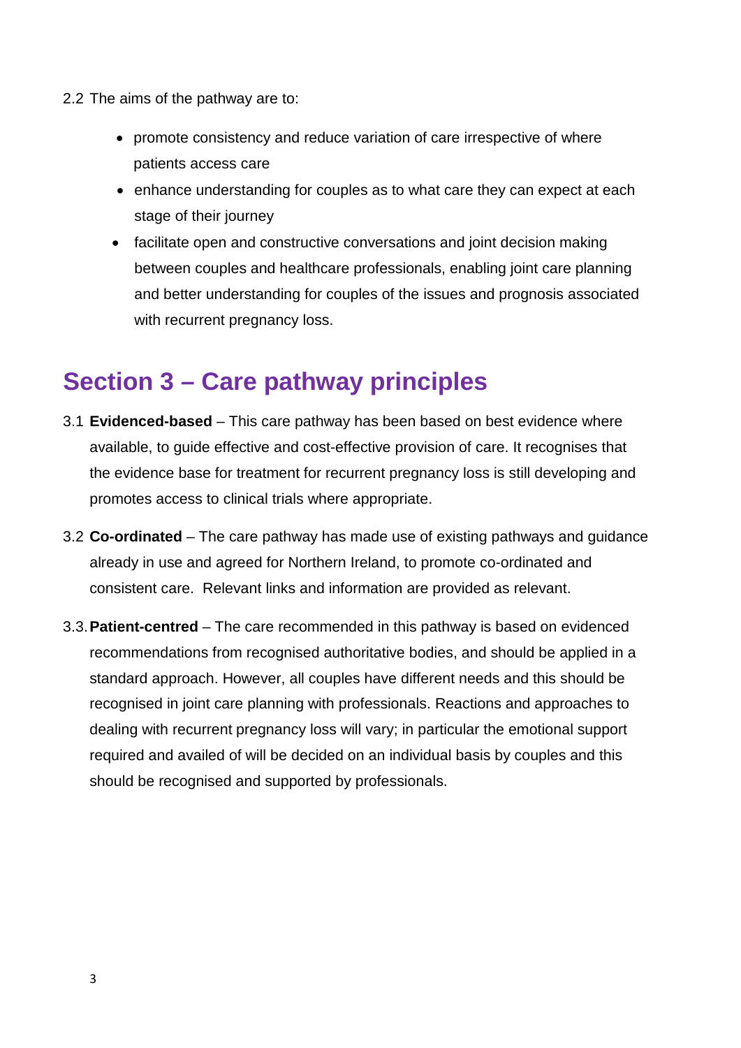2.2 The aims of the pathway are to:

- promote consistency and reduce variation of care irrespective of where patients access care
- enhance understanding for couples as to what care they can expect at each stage of their journey
- facilitate open and constructive conversations and joint decision making between couples and healthcare professionals, enabling joint care planning and better understanding for couples of the issues and prognosis associated with recurrent pregnancy loss.

## Section 3 – Care pathway principles

3.1 **Evidenced-based** – This care pathway has been based on best evidence where available, to guide effective and cost-effective provision of care. It recognises that the evidence base for treatment for recurrent pregnancy loss is still developing and promotes access to clinical trials where appropriate.

3.2 **Co-ordinated** – The care pathway has made use of existing pathways and guidance already in use and agreed for Northern Ireland, to promote co-ordinated and consistent care. Relevant links and information are provided as relevant.

3.3. **Patient-centred** – The care recommended in this pathway is based on evidenced recommendations from recognised authoritative bodies, and should be applied in a standard approach. However, all couples have different needs and this should be recognised in joint care planning with professionals. Reactions and approaches to dealing with recurrent pregnancy loss will vary; in particular the emotional support required and availed of will be decided on an individual basis by couples and this should be recognised and supported by professionals.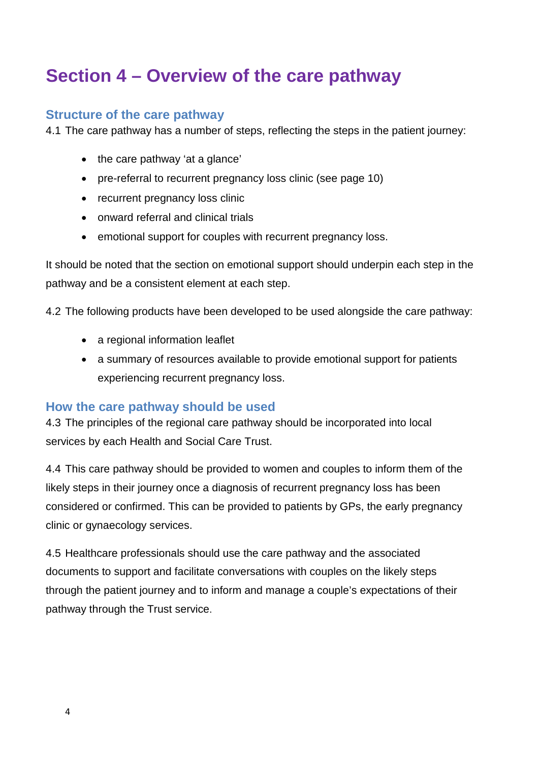# Section 4 – Overview of the care pathway

## Structure of the care pathway

4.1 The care pathway has a number of steps, reflecting the steps in the patient journey:

- the care pathway 'at a glance'
- pre-referral to recurrent pregnancy loss clinic (see page 10)
- recurrent pregnancy loss clinic
- onward referral and clinical trials
- emotional support for couples with recurrent pregnancy loss.

It should be noted that the section on emotional support should underpin each step in the pathway and be a consistent element at each step.

4.2 The following products have been developed to be used alongside the care pathway:

- a regional information leaflet
- a summary of resources available to provide emotional support for patients experiencing recurrent pregnancy loss.

## How the care pathway should be used

4.3 The principles of the regional care pathway should be incorporated into local services by each Health and Social Care Trust.

4.4 This care pathway should be provided to women and couples to inform them of the likely steps in their journey once a diagnosis of recurrent pregnancy loss has been considered or confirmed. This can be provided to patients by GPs, the early pregnancy clinic or gynaecology services.

4.5 Healthcare professionals should use the care pathway and the associated documents to support and facilitate conversations with couples on the likely steps through the patient journey and to inform and manage a couple's expectations of their pathway through the Trust service.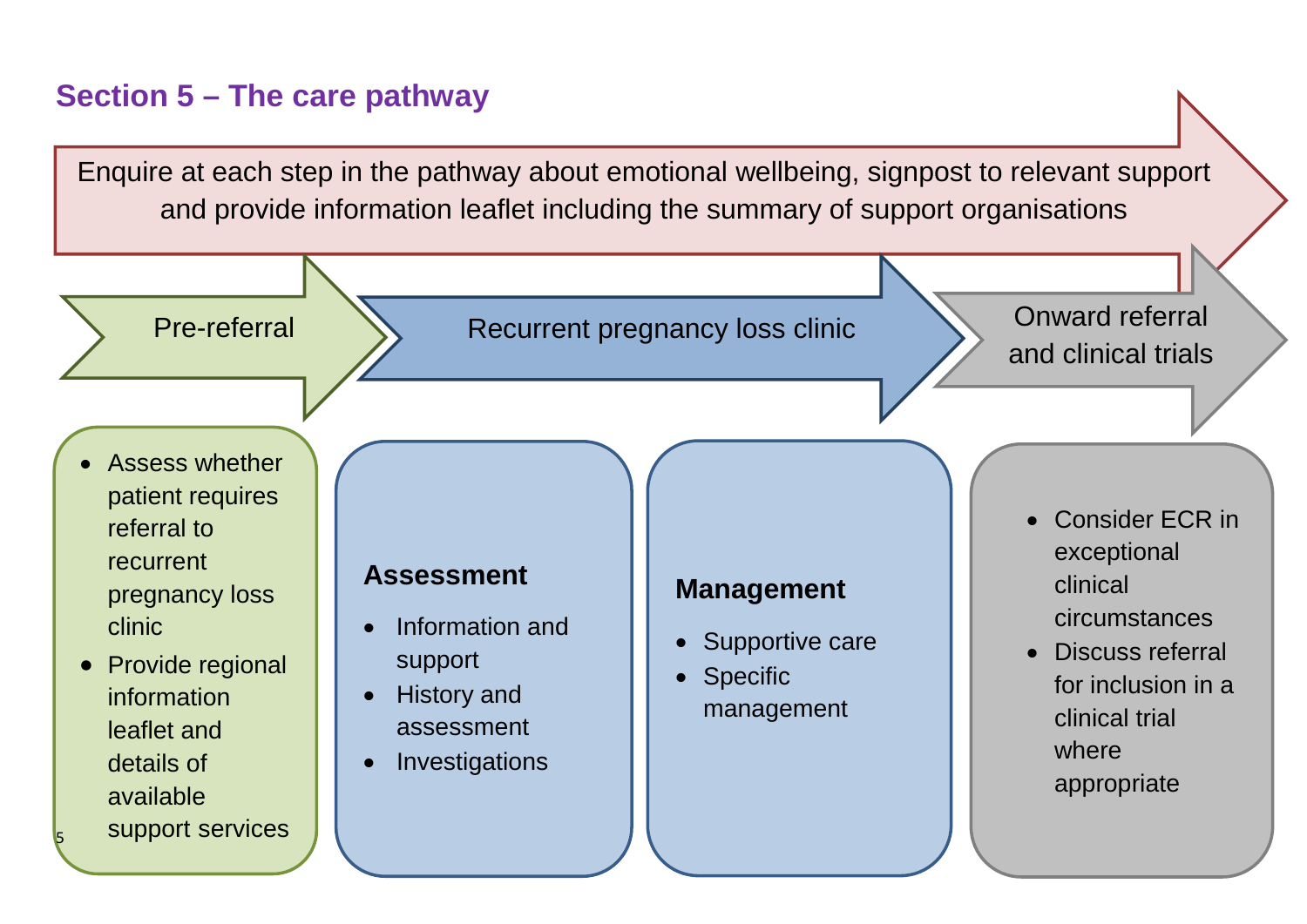## Section 5 – The care pathway

Enquire at each step in the pathway about emotional wellbeing, signpost to relevant support and provide information leaflet including the summary of support organisations

**Pre-referral**

- Assess whether patient requires referral to recurrent pregnancy loss clinic
- Provide regional information leaflet and details of available support services

**Recurrent pregnancy loss clinic**

**Assessment**

- Information and support
- History and assessment
- Investigations

**Management**

- Supportive care
- Specific management

**Onward referral and clinical trials**

- Consider ECR in exceptional clinical circumstances
- Discuss referral for inclusion in a clinical trial where appropriate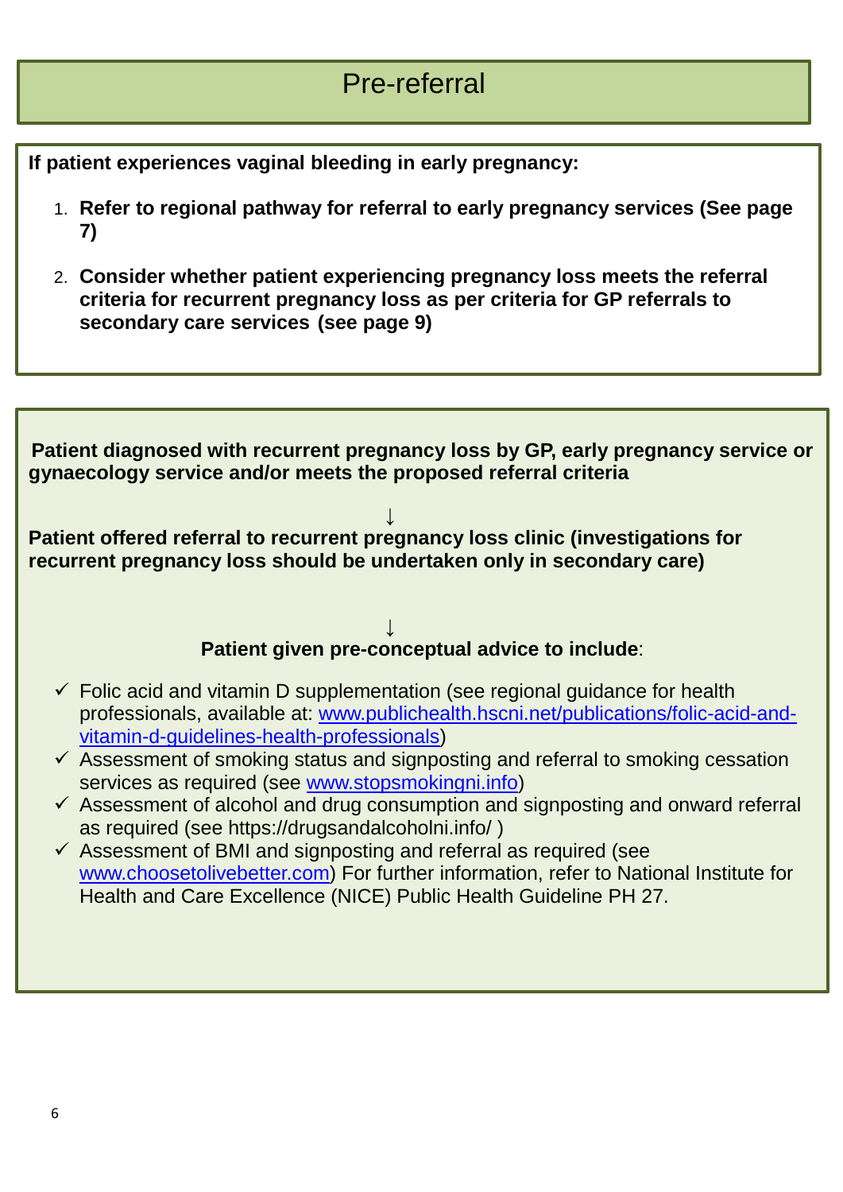# Pre-referral

**If patient experiences vaginal bleeding in early pregnancy:**

1. **Refer to regional pathway for referral to early pregnancy services (See page 7)**
2. **Consider whether patient experiencing pregnancy loss meets the referral criteria for recurrent pregnancy loss as per criteria for GP referrals to secondary care services (see page 9)**

**Patient diagnosed with recurrent pregnancy loss by GP, early pregnancy service or gynaecology service and/or meets the proposed referral criteria**

↓

**Patient offered referral to recurrent pregnancy loss clinic (investigations for recurrent pregnancy loss should be undertaken only in secondary care)**

↓

**Patient given pre-conceptual advice to include**:

- ✓ Folic acid and vitamin D supplementation (see regional guidance for health professionals, available at: www.publichealth.hscni.net/publications/folic-acid-and-vitamin-d-guidelines-health-professionals)
- ✓ Assessment of smoking status and signposting and referral to smoking cessation services as required (see www.stopsmokingni.info)
- ✓ Assessment of alcohol and drug consumption and signposting and onward referral as required (see https://drugsandalcoholni.info/ )
- ✓ Assessment of BMI and signposting and referral as required (see www.choosetolivebetter.com) For further information, refer to National Institute for Health and Care Excellence (NICE) Public Health Guideline PH 27.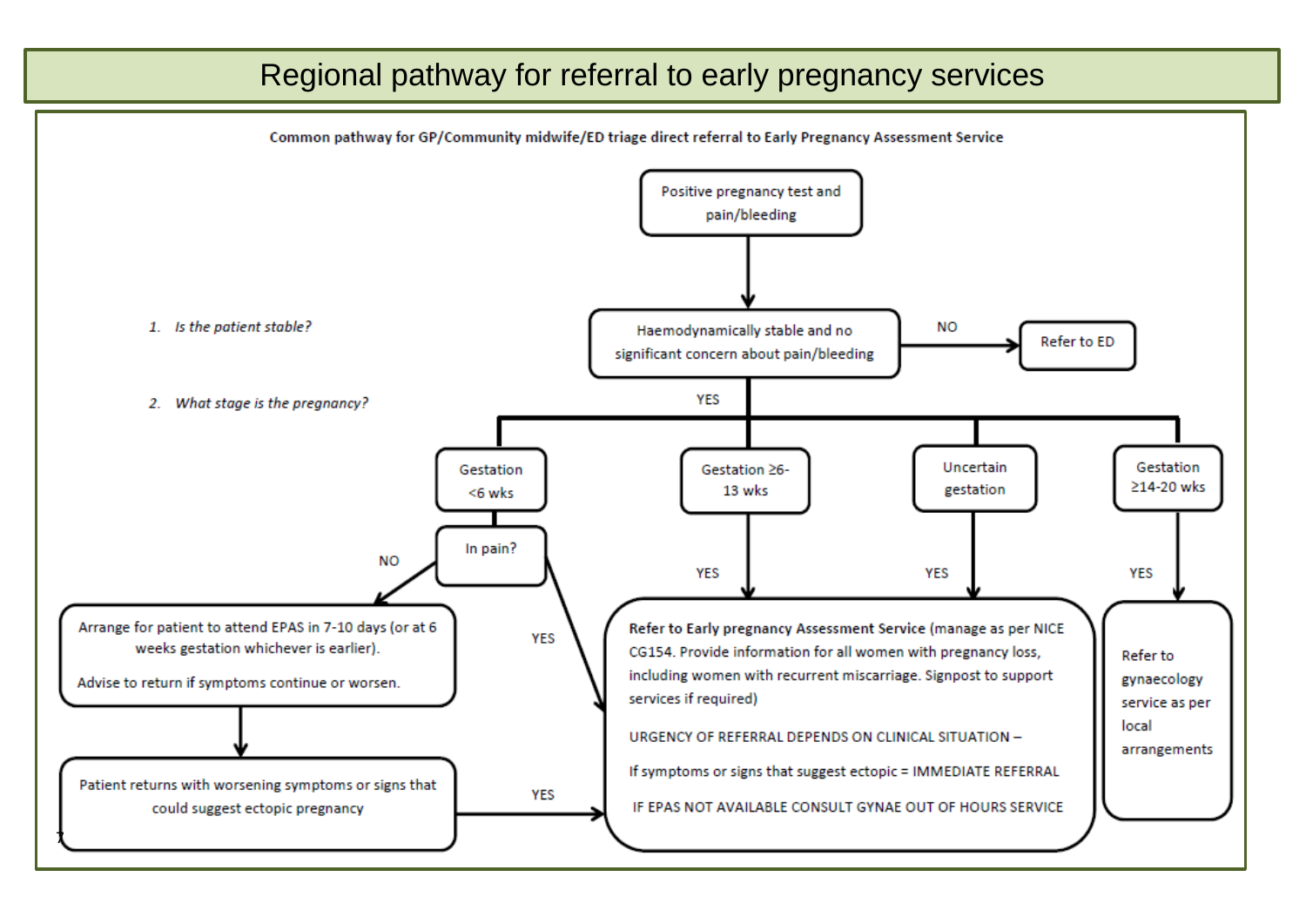# Regional pathway for referral to early pregnancy services

**Common pathway for GP/Community midwife/ED triage direct referral to Early Pregnancy Assessment Service**

1. *Is the patient stable?*
2. *What stage is the pregnancy?*

Positive pregnancy test and pain/bleeding

→ Haemodynamically stable and no significant concern about pain/bleeding

- NO → Refer to ED
- YES →
  - **Gestation <6 wks** → In pain?
    - NO → Arrange for patient to attend EPAS in 7-10 days (or at 6 weeks gestation whichever is earlier). Advise to return if symptoms continue or worsen.
      - → Patient returns with worsening symptoms or signs that could suggest ectopic pregnancy
        - YES → Refer to Early pregnancy Assessment Service
    - YES → Refer to Early pregnancy Assessment Service
  - **Gestation ≥6-13 wks** → YES → Refer to Early pregnancy Assessment Service
  - **Uncertain gestation** → YES → Refer to Early pregnancy Assessment Service
  - **Gestation ≥14-20 wks** → YES → Refer to gynaecology service as per local arrangements

**Refer to Early pregnancy Assessment Service** (manage as per NICE CG154. Provide information for all women with pregnancy loss, including women with recurrent miscarriage. Signpost to support services if required)

URGENCY OF REFERRAL DEPENDS ON CLINICAL SITUATION –

If symptoms or signs that suggest ectopic = IMMEDIATE REFERRAL

IF EPAS NOT AVAILABLE CONSULT GYNAE OUT OF HOURS SERVICE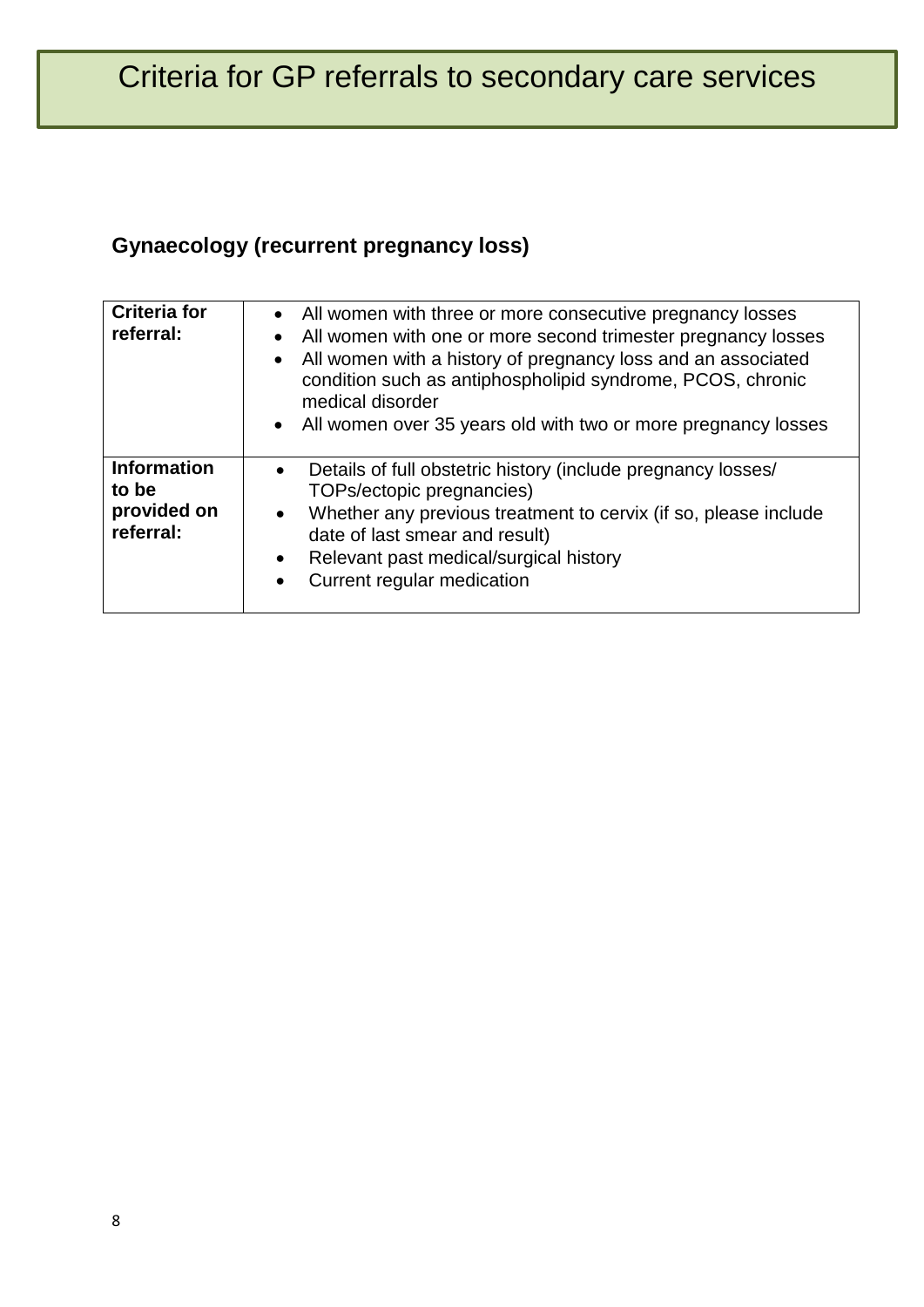# Criteria for GP referrals to secondary care services

## Gynaecology (recurrent pregnancy loss)

| | |
|---|---|
| **Criteria for referral:** | • All women with three or more consecutive pregnancy losses<br>• All women with one or more second trimester pregnancy losses<br>• All women with a history of pregnancy loss and an associated condition such as antiphospholipid syndrome, PCOS, chronic medical disorder<br>• All women over 35 years old with two or more pregnancy losses |
| **Information to be provided on referral:** | • Details of full obstetric history (include pregnancy losses/ TOPs/ectopic pregnancies)<br>• Whether any previous treatment to cervix (if so, please include date of last smear and result)<br>• Relevant past medical/surgical history<br>• Current regular medication |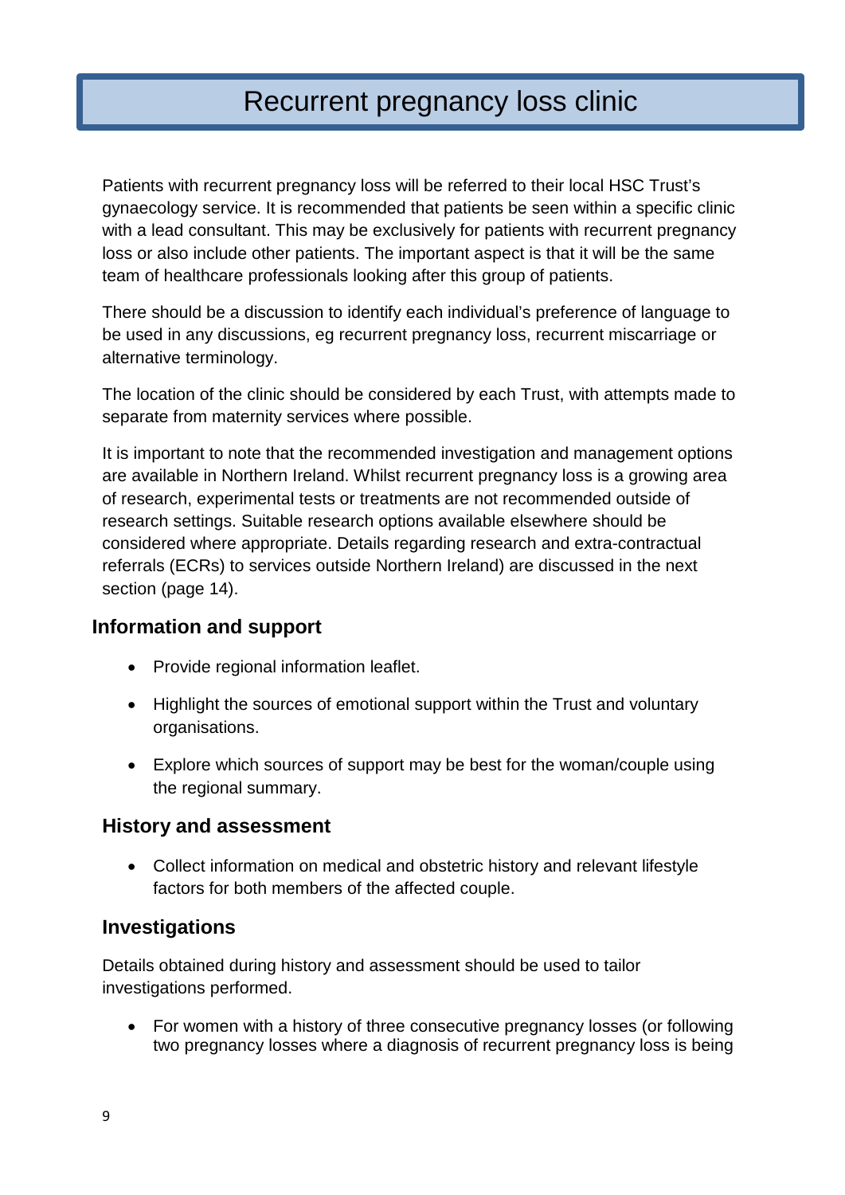# Recurrent pregnancy loss clinic

Patients with recurrent pregnancy loss will be referred to their local HSC Trust's gynaecology service. It is recommended that patients be seen within a specific clinic with a lead consultant. This may be exclusively for patients with recurrent pregnancy loss or also include other patients. The important aspect is that it will be the same team of healthcare professionals looking after this group of patients.

There should be a discussion to identify each individual's preference of language to be used in any discussions, eg recurrent pregnancy loss, recurrent miscarriage or alternative terminology.

The location of the clinic should be considered by each Trust, with attempts made to separate from maternity services where possible.

It is important to note that the recommended investigation and management options are available in Northern Ireland. Whilst recurrent pregnancy loss is a growing area of research, experimental tests or treatments are not recommended outside of research settings. Suitable research options available elsewhere should be considered where appropriate. Details regarding research and extra-contractual referrals (ECRs) to services outside Northern Ireland) are discussed in the next section (page 14).

## Information and support

- Provide regional information leaflet.
- Highlight the sources of emotional support within the Trust and voluntary organisations.
- Explore which sources of support may be best for the woman/couple using the regional summary.

## History and assessment

- Collect information on medical and obstetric history and relevant lifestyle factors for both members of the affected couple.

## Investigations

Details obtained during history and assessment should be used to tailor investigations performed.

- For women with a history of three consecutive pregnancy losses (or following two pregnancy losses where a diagnosis of recurrent pregnancy loss is being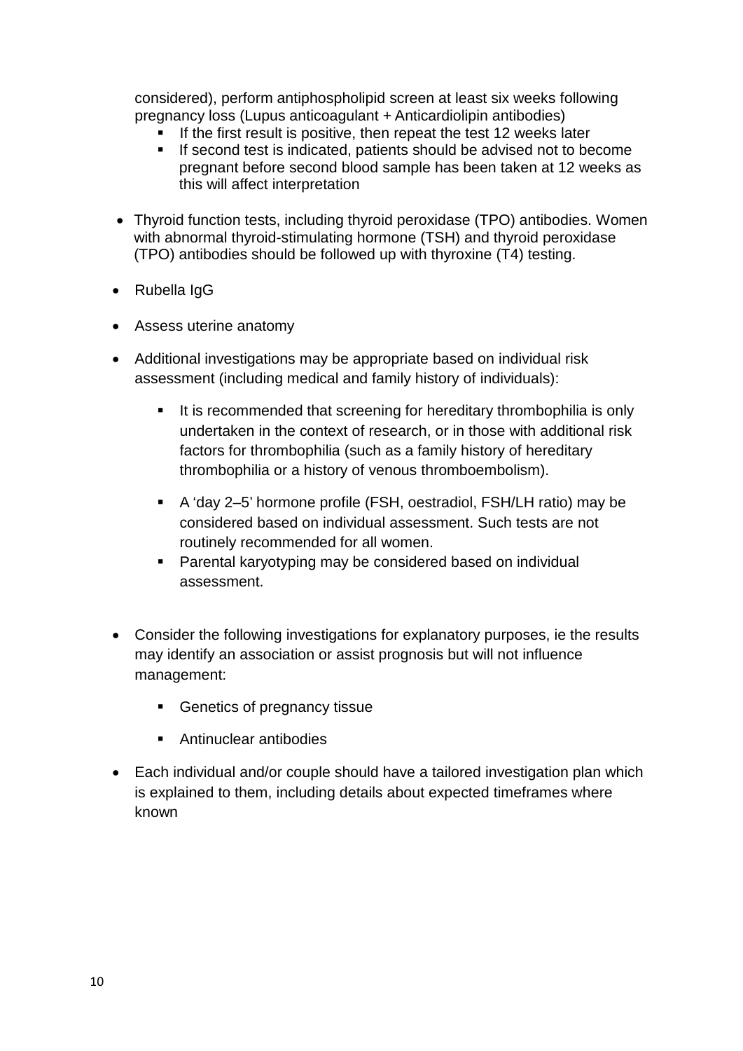considered), perform antiphospholipid screen at least six weeks following pregnancy loss (Lupus anticoagulant + Anticardiolipin antibodies)

  - If the first result is positive, then repeat the test 12 weeks later
  - If second test is indicated, patients should be advised not to become pregnant before second blood sample has been taken at 12 weeks as this will affect interpretation

- Thyroid function tests, including thyroid peroxidase (TPO) antibodies. Women with abnormal thyroid-stimulating hormone (TSH) and thyroid peroxidase (TPO) antibodies should be followed up with thyroxine (T4) testing.

- Rubella IgG

- Assess uterine anatomy

- Additional investigations may be appropriate based on individual risk assessment (including medical and family history of individuals):

  - It is recommended that screening for hereditary thrombophilia is only undertaken in the context of research, or in those with additional risk factors for thrombophilia (such as a family history of hereditary thrombophilia or a history of venous thromboembolism).

  - A 'day 2–5' hormone profile (FSH, oestradiol, FSH/LH ratio) may be considered based on individual assessment. Such tests are not routinely recommended for all women.
  - Parental karyotyping may be considered based on individual assessment.

- Consider the following investigations for explanatory purposes, ie the results may identify an association or assist prognosis but will not influence management:

  - Genetics of pregnancy tissue

  - Antinuclear antibodies

- Each individual and/or couple should have a tailored investigation plan which is explained to them, including details about expected timeframes where known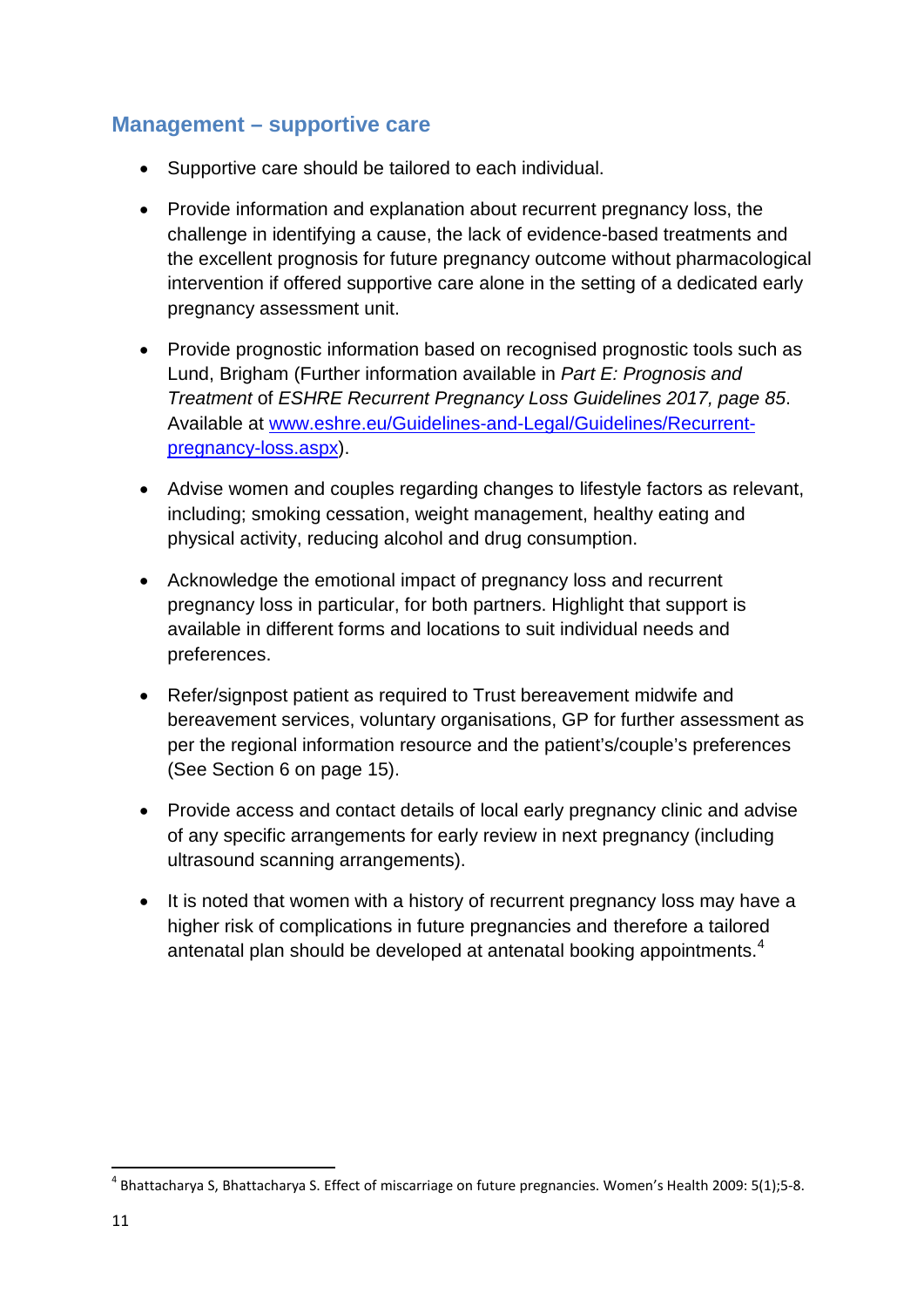## Management – supportive care

- Supportive care should be tailored to each individual.
- Provide information and explanation about recurrent pregnancy loss, the challenge in identifying a cause, the lack of evidence-based treatments and the excellent prognosis for future pregnancy outcome without pharmacological intervention if offered supportive care alone in the setting of a dedicated early pregnancy assessment unit.
- Provide prognostic information based on recognised prognostic tools such as Lund, Brigham (Further information available in *Part E: Prognosis and Treatment* of *ESHRE Recurrent Pregnancy Loss Guidelines 2017, page 85*. Available at [www.eshre.eu/Guidelines-and-Legal/Guidelines/Recurrent-pregnancy-loss.aspx](www.eshre.eu/Guidelines-and-Legal/Guidelines/Recurrent-pregnancy-loss.aspx)).
- Advise women and couples regarding changes to lifestyle factors as relevant, including; smoking cessation, weight management, healthy eating and physical activity, reducing alcohol and drug consumption.
- Acknowledge the emotional impact of pregnancy loss and recurrent pregnancy loss in particular, for both partners. Highlight that support is available in different forms and locations to suit individual needs and preferences.
- Refer/signpost patient as required to Trust bereavement midwife and bereavement services, voluntary organisations, GP for further assessment as per the regional information resource and the patient's/couple's preferences (See Section 6 on page 15).
- Provide access and contact details of local early pregnancy clinic and advise of any specific arrangements for early review in next pregnancy (including ultrasound scanning arrangements).
- It is noted that women with a history of recurrent pregnancy loss may have a higher risk of complications in future pregnancies and therefore a tailored antenatal plan should be developed at antenatal booking appointments.[4]

---

[4] Bhattacharya S, Bhattacharya S. Effect of miscarriage on future pregnancies. Women's Health 2009: 5(1);5-8.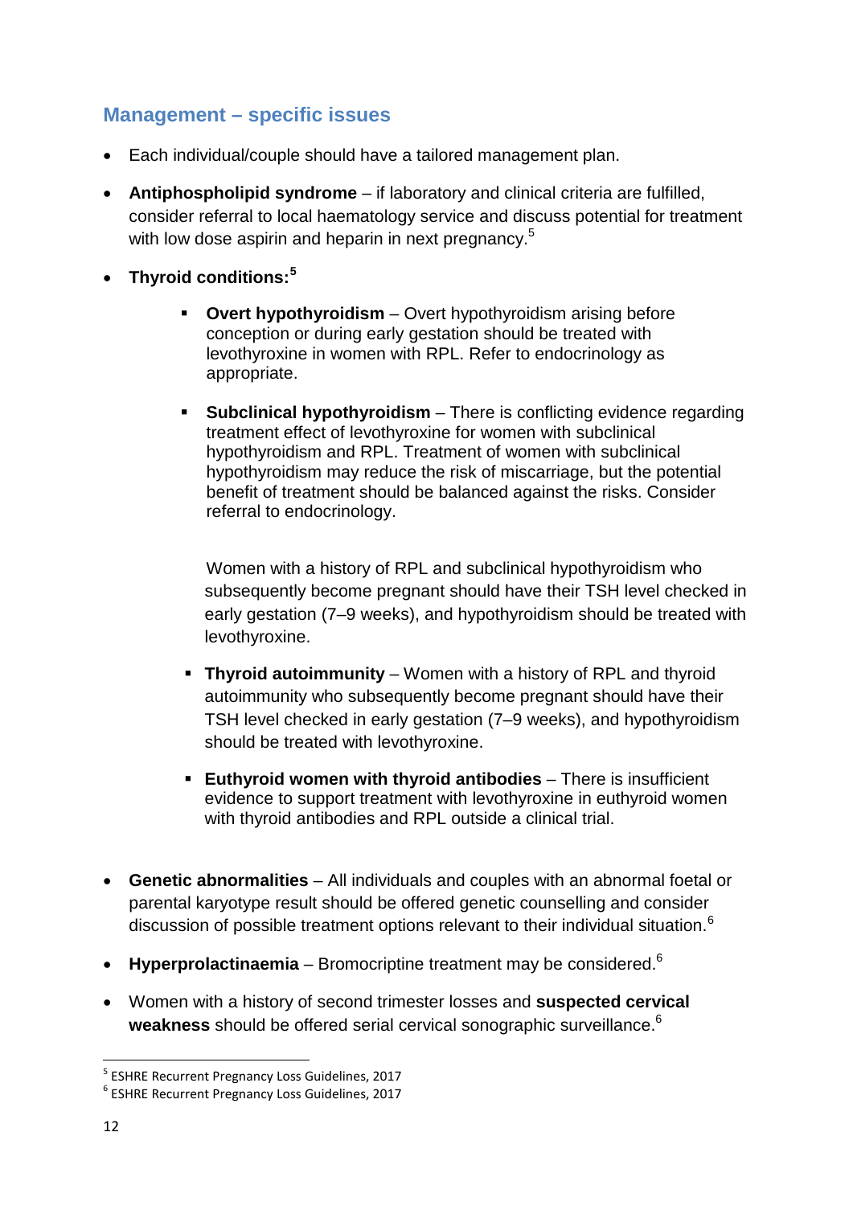## Management – specific issues

- Each individual/couple should have a tailored management plan.
- **Antiphospholipid syndrome** – if laboratory and clinical criteria are fulfilled, consider referral to local haematology service and discuss potential for treatment with low dose aspirin and heparin in next pregnancy.[5]
- **Thyroid conditions:**[5]
    - **Overt hypothyroidism** – Overt hypothyroidism arising before conception or during early gestation should be treated with levothyroxine in women with RPL. Refer to endocrinology as appropriate.
    - **Subclinical hypothyroidism** – There is conflicting evidence regarding treatment effect of levothyroxine for women with subclinical hypothyroidism and RPL. Treatment of women with subclinical hypothyroidism may reduce the risk of miscarriage, but the potential benefit of treatment should be balanced against the risks. Consider referral to endocrinology.

      Women with a history of RPL and subclinical hypothyroidism who subsequently become pregnant should have their TSH level checked in early gestation (7–9 weeks), and hypothyroidism should be treated with levothyroxine.
    - **Thyroid autoimmunity** – Women with a history of RPL and thyroid autoimmunity who subsequently become pregnant should have their TSH level checked in early gestation (7–9 weeks), and hypothyroidism should be treated with levothyroxine.
    - **Euthyroid women with thyroid antibodies** – There is insufficient evidence to support treatment with levothyroxine in euthyroid women with thyroid antibodies and RPL outside a clinical trial.
- **Genetic abnormalities** – All individuals and couples with an abnormal foetal or parental karyotype result should be offered genetic counselling and consider discussion of possible treatment options relevant to their individual situation.[6]
- **Hyperprolactinaemia** – Bromocriptine treatment may be considered.[6]
- Women with a history of second trimester losses and **suspected cervical weakness** should be offered serial cervical sonographic surveillance.[6]

---

[5] ESHRE Recurrent Pregnancy Loss Guidelines, 2017

[6] ESHRE Recurrent Pregnancy Loss Guidelines, 2017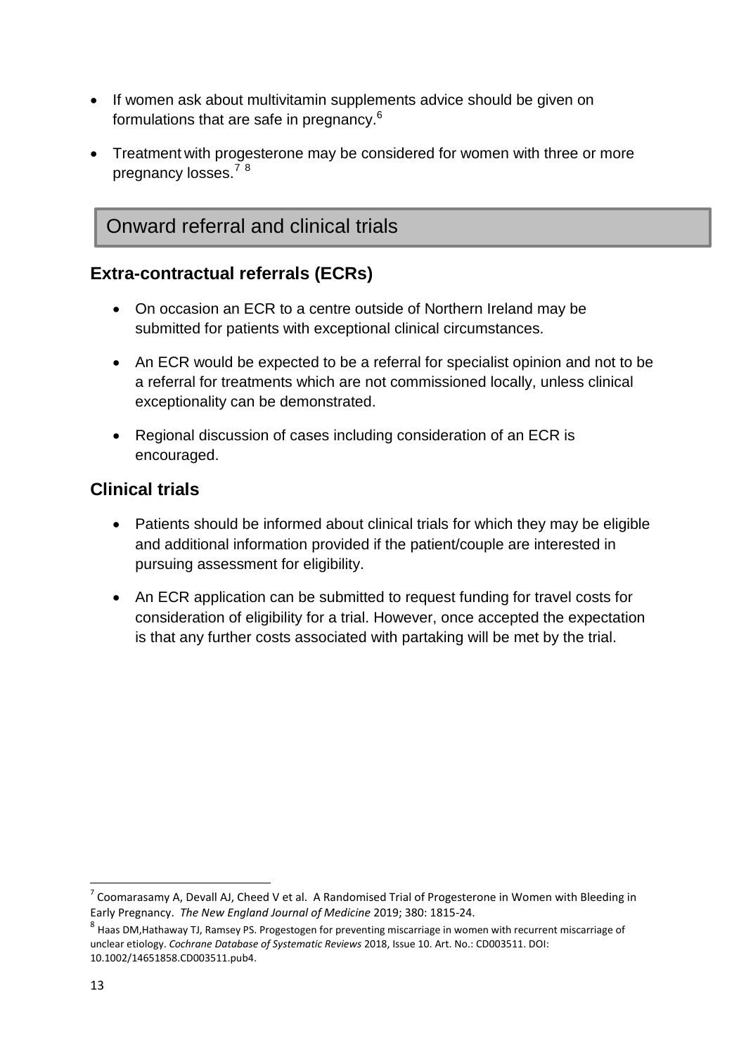- If women ask about multivitamin supplements advice should be given on formulations that are safe in pregnancy.[6]
- Treatment with progesterone may be considered for women with three or more pregnancy losses.[7] [8]

## Onward referral and clinical trials

### Extra-contractual referrals (ECRs)

- On occasion an ECR to a centre outside of Northern Ireland may be submitted for patients with exceptional clinical circumstances.
- An ECR would be expected to be a referral for specialist opinion and not to be a referral for treatments which are not commissioned locally, unless clinical exceptionality can be demonstrated.
- Regional discussion of cases including consideration of an ECR is encouraged.

### Clinical trials

- Patients should be informed about clinical trials for which they may be eligible and additional information provided if the patient/couple are interested in pursuing assessment for eligibility.
- An ECR application can be submitted to request funding for travel costs for consideration of eligibility for a trial. However, once accepted the expectation is that any further costs associated with partaking will be met by the trial.

---

[7] Coomarasamy A, Devall AJ, Cheed V et al. A Randomised Trial of Progesterone in Women with Bleeding in Early Pregnancy. *The New England Journal of Medicine* 2019; 380: 1815-24.

[8] Haas DM,Hathaway TJ, Ramsey PS. Progestogen for preventing miscarriage in women with recurrent miscarriage of unclear etiology. *Cochrane Database of Systematic Reviews* 2018, Issue 10. Art. No.: CD003511. DOI: 10.1002/14651858.CD003511.pub4.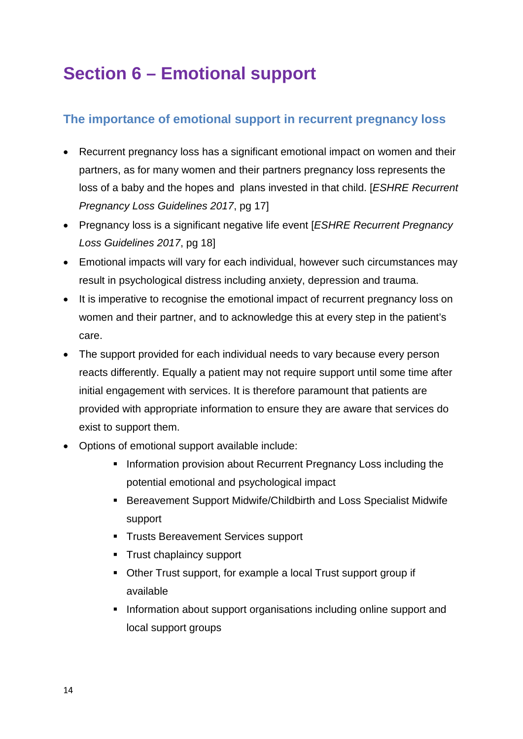# Section 6 – Emotional support

## The importance of emotional support in recurrent pregnancy loss

- Recurrent pregnancy loss has a significant emotional impact on women and their partners, as for many women and their partners pregnancy loss represents the loss of a baby and the hopes and plans invested in that child. [*ESHRE Recurrent Pregnancy Loss Guidelines 2017*, pg 17]
- Pregnancy loss is a significant negative life event [*ESHRE Recurrent Pregnancy Loss Guidelines 2017*, pg 18]
- Emotional impacts will vary for each individual, however such circumstances may result in psychological distress including anxiety, depression and trauma.
- It is imperative to recognise the emotional impact of recurrent pregnancy loss on women and their partner, and to acknowledge this at every step in the patient's care.
- The support provided for each individual needs to vary because every person reacts differently. Equally a patient may not require support until some time after initial engagement with services. It is therefore paramount that patients are provided with appropriate information to ensure they are aware that services do exist to support them.
- Options of emotional support available include:
    - Information provision about Recurrent Pregnancy Loss including the potential emotional and psychological impact
    - Bereavement Support Midwife/Childbirth and Loss Specialist Midwife support
    - Trusts Bereavement Services support
    - Trust chaplaincy support
    - Other Trust support, for example a local Trust support group if available
    - Information about support organisations including online support and local support groups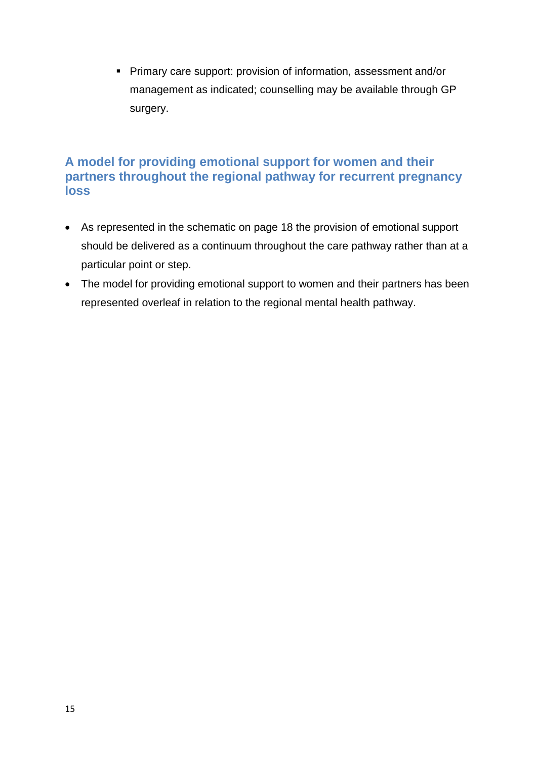- Primary care support: provision of information, assessment and/or management as indicated; counselling may be available through GP surgery.

## A model for providing emotional support for women and their partners throughout the regional pathway for recurrent pregnancy loss

- As represented in the schematic on page 18 the provision of emotional support should be delivered as a continuum throughout the care pathway rather than at a particular point or step.
- The model for providing emotional support to women and their partners has been represented overleaf in relation to the regional mental health pathway.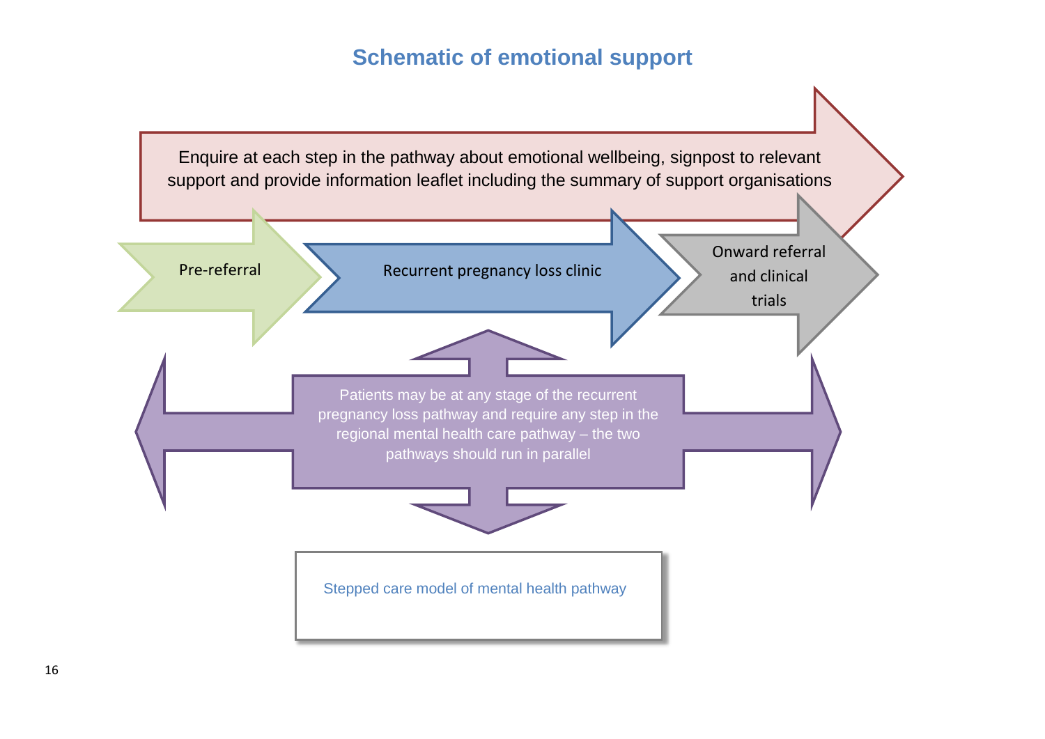# Schematic of emotional support

Enquire at each step in the pathway about emotional wellbeing, signpost to relevant support and provide information leaflet including the summary of support organisations

Pre-referral

Recurrent pregnancy loss clinic

Onward referral and clinical trials

Patients may be at any stage of the recurrent pregnancy loss pathway and require any step in the regional mental health care pathway – the two pathways should run in parallel

Stepped care model of mental health pathway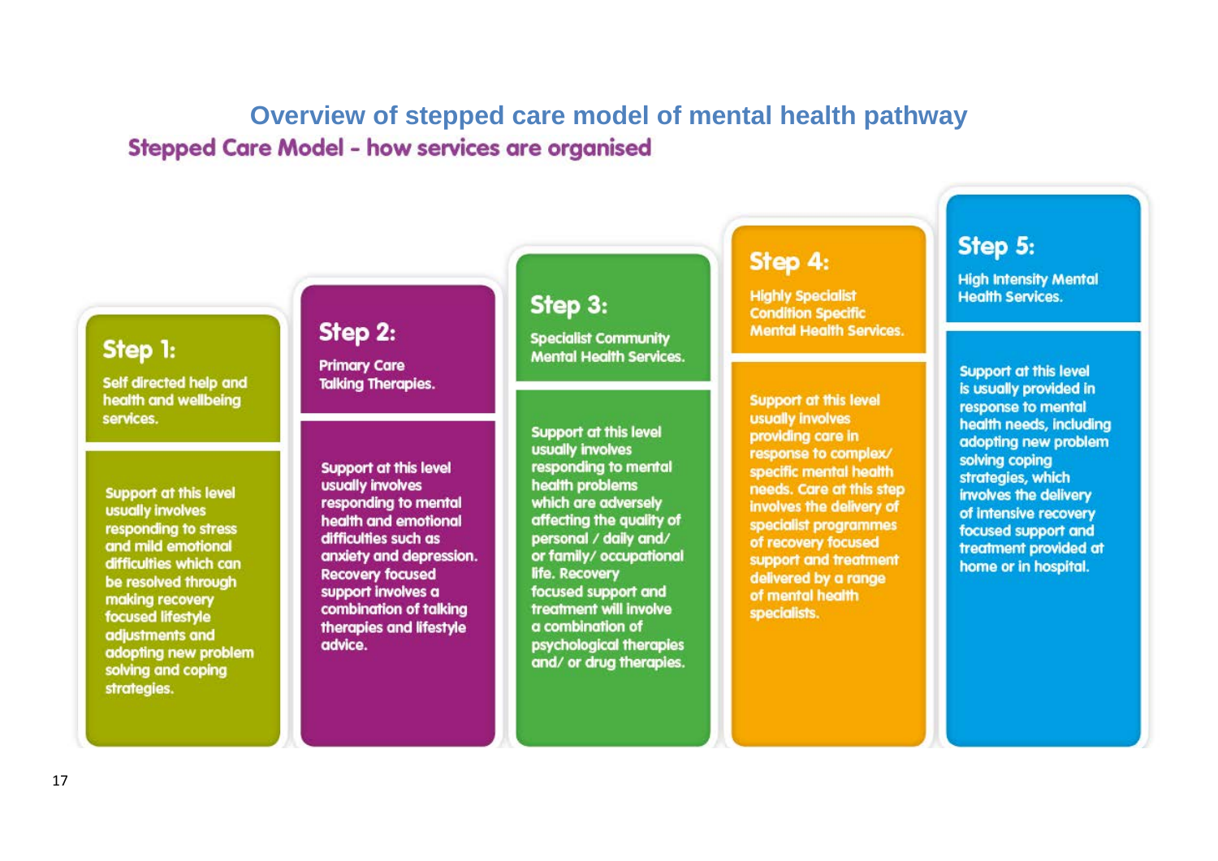## Overview of stepped care model of mental health pathway

### Stepped Care Model - how services are organised

**Step 1:**

Self directed help and health and wellbeing services.

Support at this level usually involves responding to stress and mild emotional difficulties which can be resolved through making recovery focused lifestyle adjustments and adopting new problem solving and coping strategies.

**Step 2:**

Primary Care Talking Therapies.

Support at this level usually involves responding to mental health and emotional difficulties such as anxiety and depression. Recovery focused support involves a combination of talking therapies and lifestyle advice.

**Step 3:**

Specialist Community Mental Health Services.

Support at this level usually involves responding to mental health problems which are adversely affecting the quality of personal / daily and/ or family/ occupational life. Recovery focused support and treatment will involve a combination of psychological therapies and/ or drug therapies.

**Step 4:**

Highly Specialist Condition Specific Mental Health Services.

Support at this level usually involves providing care in response to complex/ specific mental health needs. Care at this step involves the delivery of specialist programmes of recovery focused support and treatment delivered by a range of mental health specialists.

**Step 5:**

High Intensity Mental Health Services.

Support at this level is usually provided in response to mental health needs, including adopting new problem solving coping strategies, which involves the delivery of intensive recovery focused support and treatment provided at home or in hospital.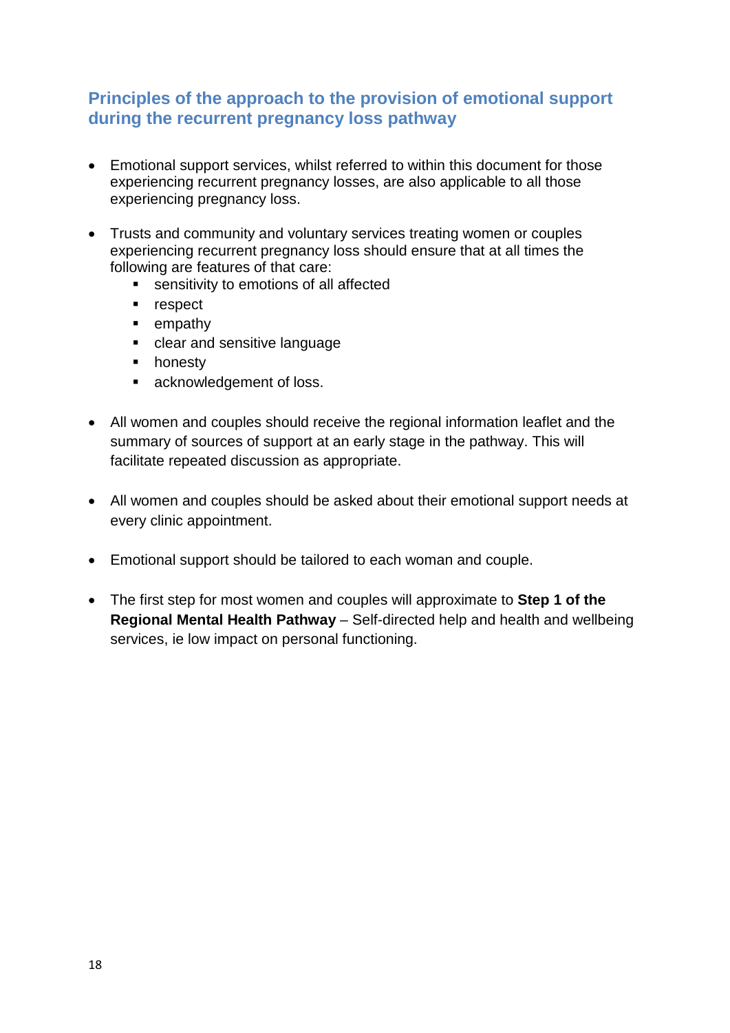## Principles of the approach to the provision of emotional support during the recurrent pregnancy loss pathway

- Emotional support services, whilst referred to within this document for those experiencing recurrent pregnancy losses, are also applicable to all those experiencing pregnancy loss.

- Trusts and community and voluntary services treating women or couples experiencing recurrent pregnancy loss should ensure that at all times the following are features of that care:
  - sensitivity to emotions of all affected
  - respect
  - empathy
  - clear and sensitive language
  - honesty
  - acknowledgement of loss.

- All women and couples should receive the regional information leaflet and the summary of sources of support at an early stage in the pathway. This will facilitate repeated discussion as appropriate.

- All women and couples should be asked about their emotional support needs at every clinic appointment.

- Emotional support should be tailored to each woman and couple.

- The first step for most women and couples will approximate to **Step 1 of the Regional Mental Health Pathway** – Self-directed help and health and wellbeing services, ie low impact on personal functioning.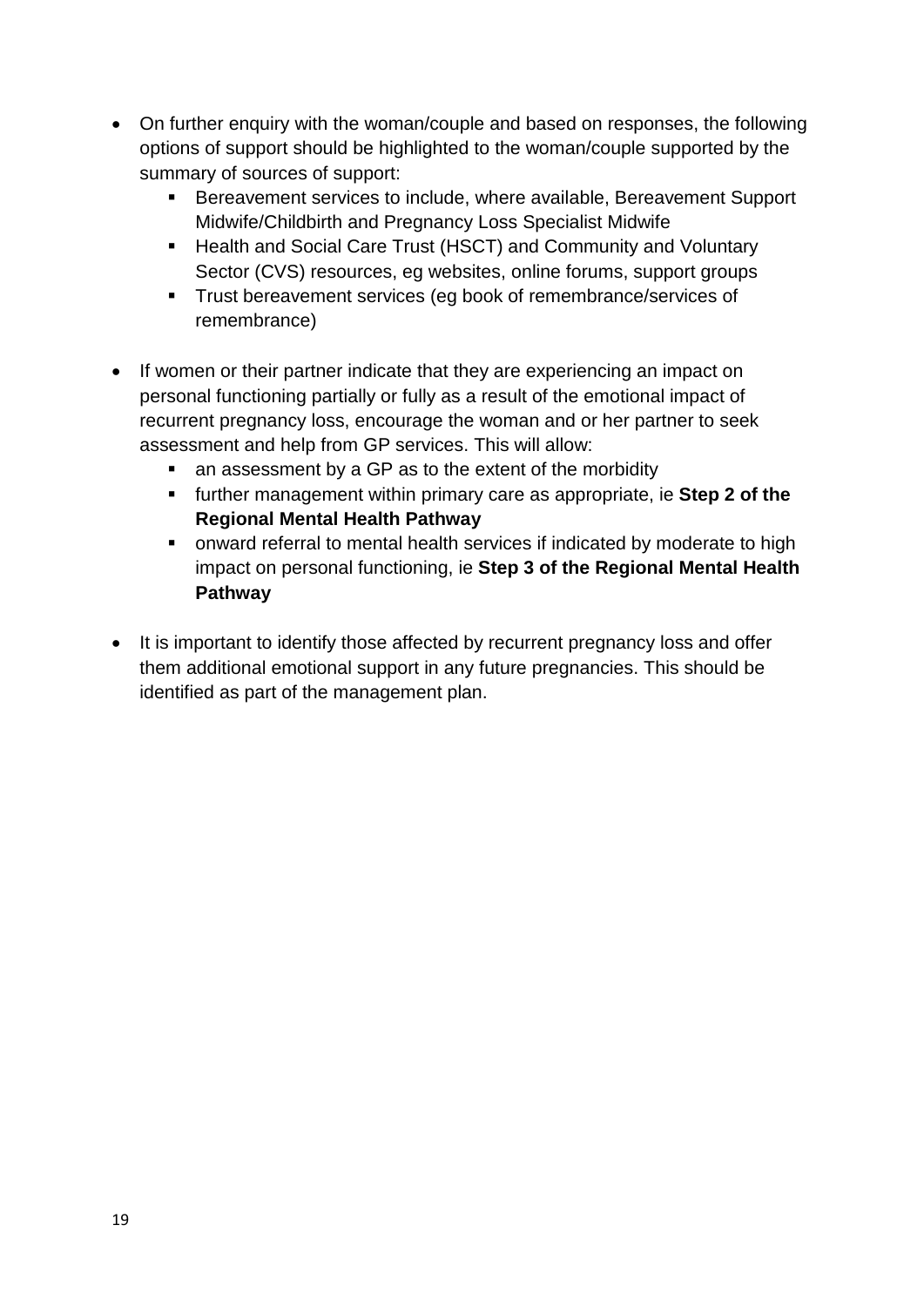- On further enquiry with the woman/couple and based on responses, the following options of support should be highlighted to the woman/couple supported by the summary of sources of support:
    - Bereavement services to include, where available, Bereavement Support Midwife/Childbirth and Pregnancy Loss Specialist Midwife
    - Health and Social Care Trust (HSCT) and Community and Voluntary Sector (CVS) resources, eg websites, online forums, support groups
    - Trust bereavement services (eg book of remembrance/services of remembrance)

- If women or their partner indicate that they are experiencing an impact on personal functioning partially or fully as a result of the emotional impact of recurrent pregnancy loss, encourage the woman and or her partner to seek assessment and help from GP services. This will allow:
    - an assessment by a GP as to the extent of the morbidity
    - further management within primary care as appropriate, ie **Step 2 of the Regional Mental Health Pathway**
    - onward referral to mental health services if indicated by moderate to high impact on personal functioning, ie **Step 3 of the Regional Mental Health Pathway**

- It is important to identify those affected by recurrent pregnancy loss and offer them additional emotional support in any future pregnancies. This should be identified as part of the management plan.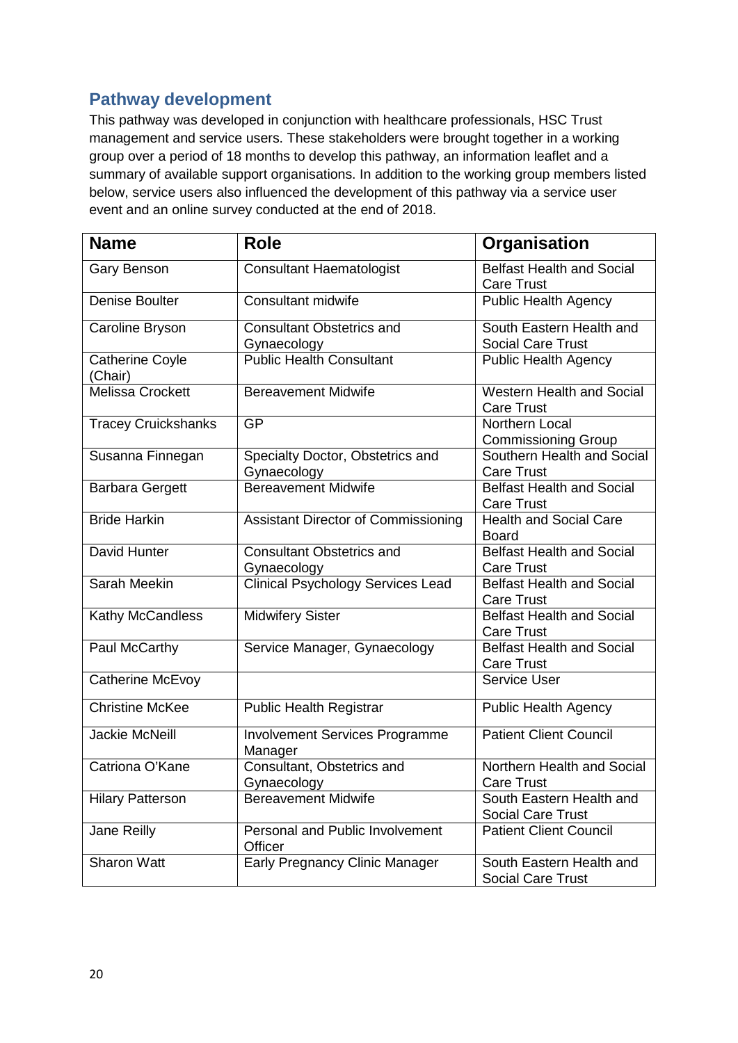## Pathway development

This pathway was developed in conjunction with healthcare professionals, HSC Trust management and service users. These stakeholders were brought together in a working group over a period of 18 months to develop this pathway, an information leaflet and a summary of available support organisations. In addition to the working group members listed below, service users also influenced the development of this pathway via a service user event and an online survey conducted at the end of 2018.

| Name | Role | Organisation |
|---|---|---|
| Gary Benson | Consultant Haematologist | Belfast Health and Social Care Trust |
| Denise Boulter | Consultant midwife | Public Health Agency |
| Caroline Bryson | Consultant Obstetrics and Gynaecology | South Eastern Health and Social Care Trust |
| Catherine Coyle (Chair) | Public Health Consultant | Public Health Agency |
| Melissa Crockett | Bereavement Midwife | Western Health and Social Care Trust |
| Tracey Cruickshanks | GP | Northern Local Commissioning Group |
| Susanna Finnegan | Specialty Doctor, Obstetrics and Gynaecology | Southern Health and Social Care Trust |
| Barbara Gergett | Bereavement Midwife | Belfast Health and Social Care Trust |
| Bride Harkin | Assistant Director of Commissioning | Health and Social Care Board |
| David Hunter | Consultant Obstetrics and Gynaecology | Belfast Health and Social Care Trust |
| Sarah Meekin | Clinical Psychology Services Lead | Belfast Health and Social Care Trust |
| Kathy McCandless | Midwifery Sister | Belfast Health and Social Care Trust |
| Paul McCarthy | Service Manager, Gynaecology | Belfast Health and Social Care Trust |
| Catherine McEvoy | | Service User |
| Christine McKee | Public Health Registrar | Public Health Agency |
| Jackie McNeill | Involvement Services Programme Manager | Patient Client Council |
| Catriona O'Kane | Consultant, Obstetrics and Gynaecology | Northern Health and Social Care Trust |
| Hilary Patterson | Bereavement Midwife | South Eastern Health and Social Care Trust |
| Jane Reilly | Personal and Public Involvement Officer | Patient Client Council |
| Sharon Watt | Early Pregnancy Clinic Manager | South Eastern Health and Social Care Trust |